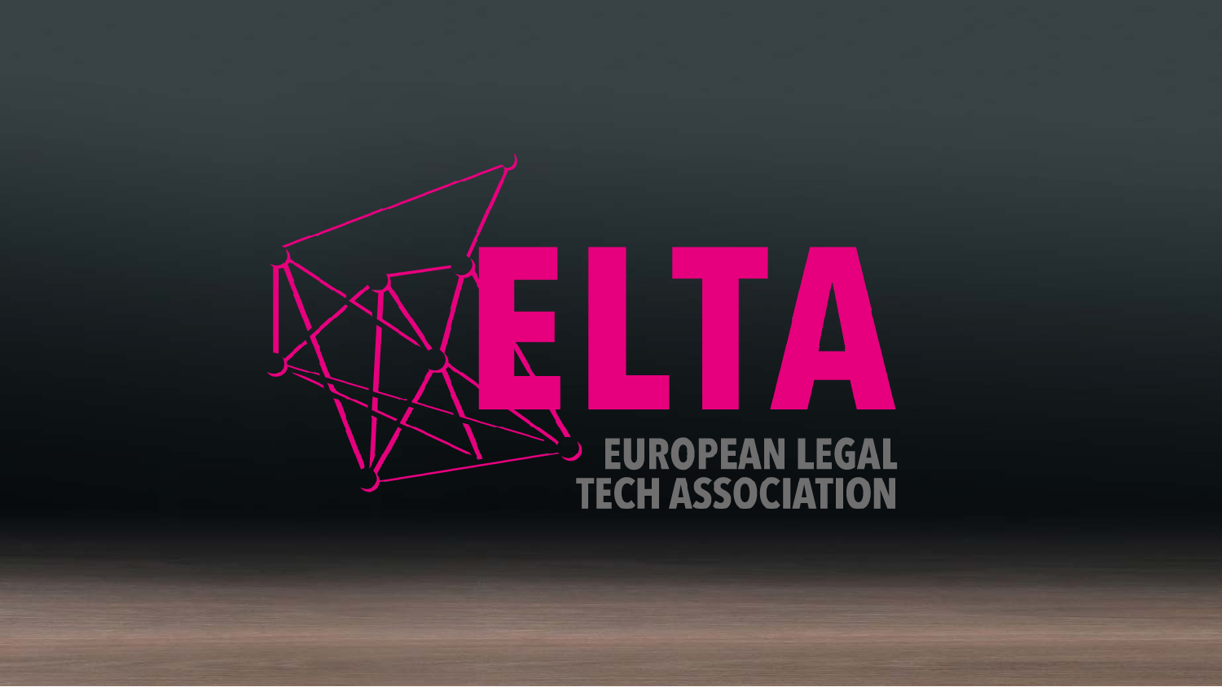# ELTA

EUROPEAN LEGAL TECH ASSOCIATION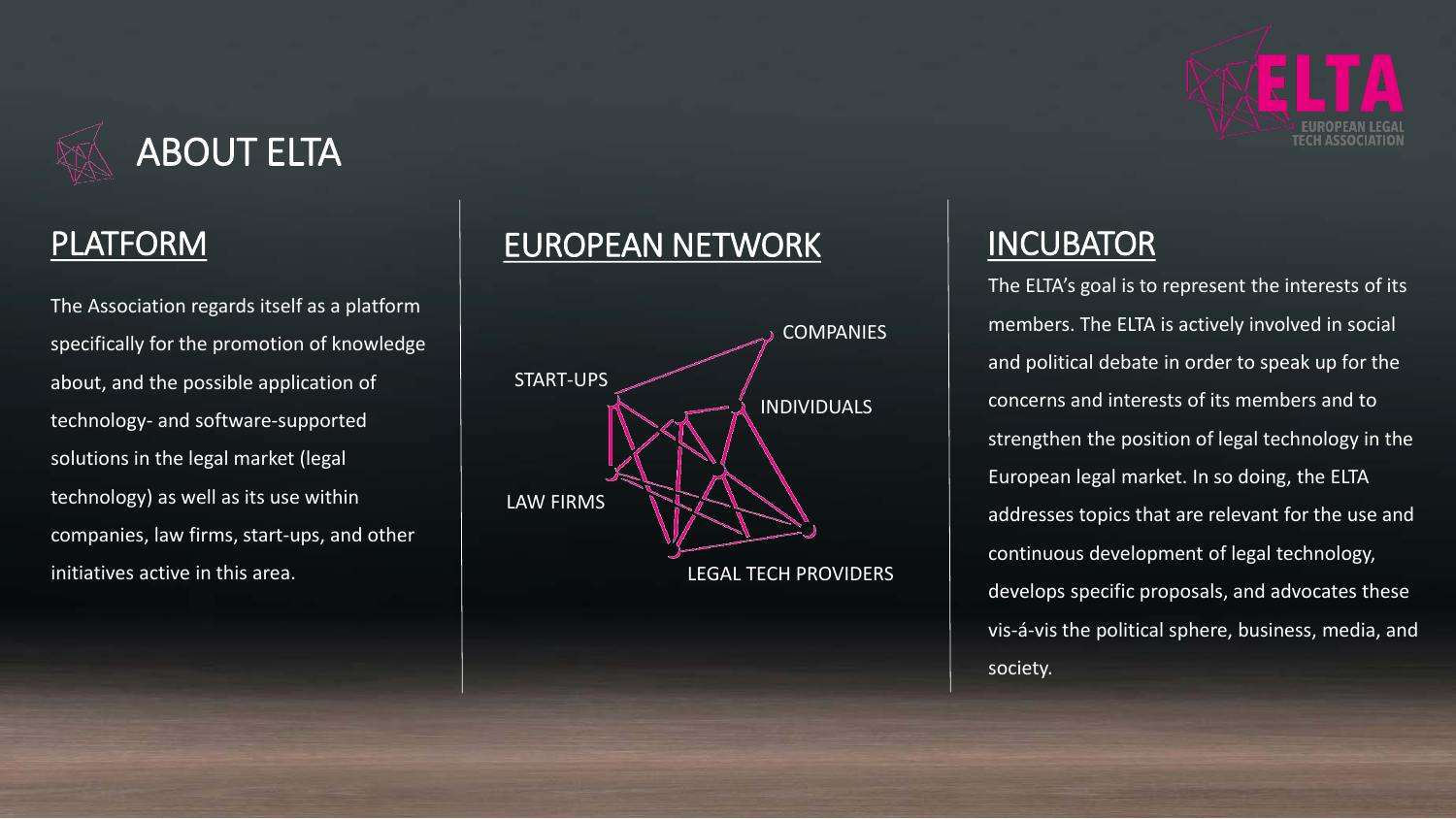# ABOUT ELTA

## PLATFORM

The Association regards itself as a platform specifically for the promotion of knowledge about, and the possible application of technology- and software-supported solutions in the legal market (legal technology) as well as its use within companies, law firms, start-ups, and other initiatives active in this area.

## EUROPEAN NETWORK

COMPANIES

START-UPS

INDIVIDUALS

LAW FIRMS

LEGAL TECH PROVIDERS

## INCUBATOR

The ELTA's goal is to represent the interests of its members. The ELTA is actively involved in social and political debate in order to speak up for the concerns and interests of its members and to strengthen the position of legal technology in the European legal market. In so doing, the ELTA addresses topics that are relevant for the use and continuous development of legal technology, develops specific proposals, and advocates these vis-á-vis the political sphere, business, media, and society.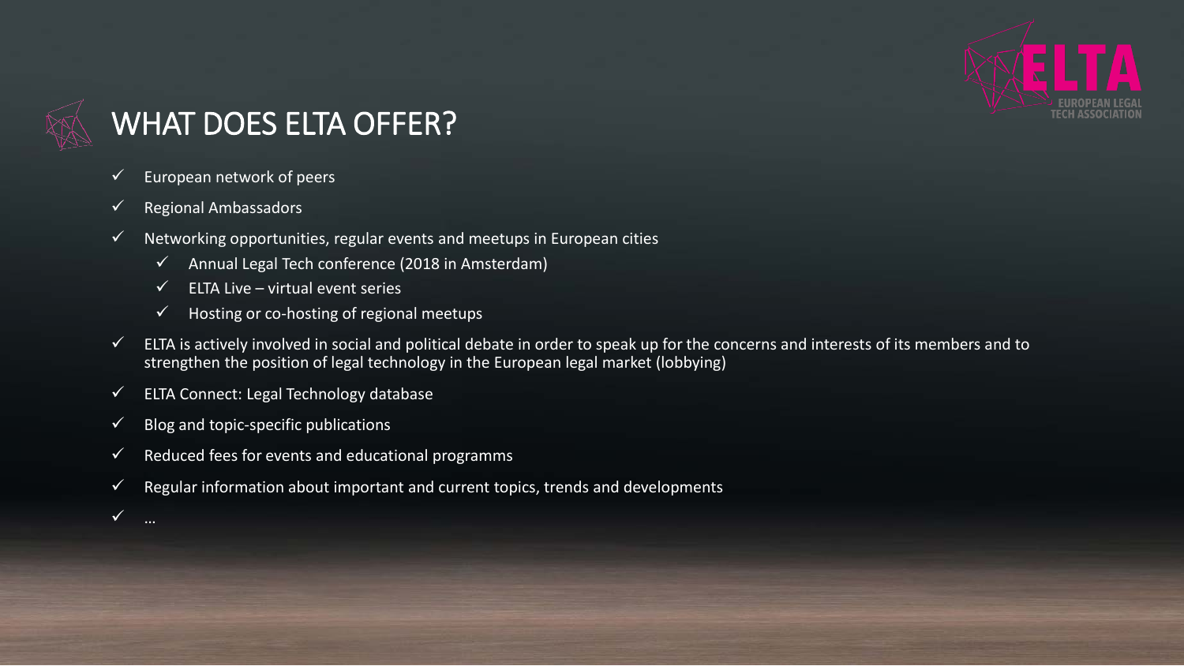# WHAT DOES ELTA OFFER?

- ✓ European network of peers
- ✓ Regional Ambassadors
- ✓ Networking opportunities, regular events and meetups in European cities
  - ✓ Annual Legal Tech conference (2018 in Amsterdam)
  - ✓ ELTA Live – virtual event series
  - ✓ Hosting or co-hosting of regional meetups
- ✓ ELTA is actively involved in social and political debate in order to speak up for the concerns and interests of its members and to strengthen the position of legal technology in the European legal market (lobbying)
- ✓ ELTA Connect: Legal Technology database
- ✓ Blog and topic-specific publications
- ✓ Reduced fees for events and educational programms
- ✓ Regular information about important and current topics, trends and developments
- ✓ …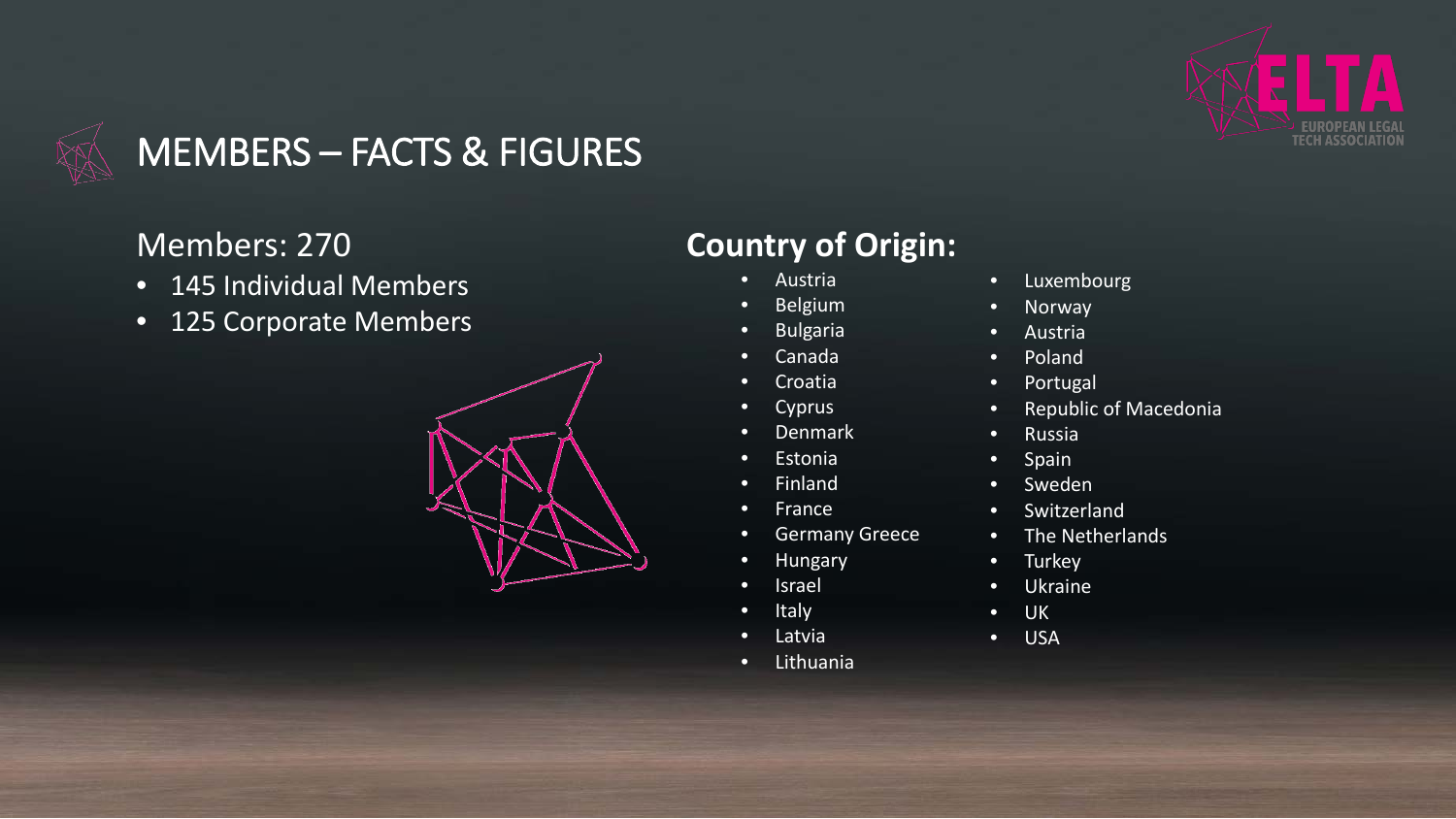# MEMBERS – FACTS & FIGURES

## Members: 270

- 145 Individual Members
- 125 Corporate Members

## Country of Origin:

- Austria
- Belgium
- Bulgaria
- Canada
- Croatia
- Cyprus
- Denmark
- Estonia
- Finland
- France
- Germany Greece
- Hungary
- Israel
- Italy
- Latvia
- Lithuania
- Luxembourg
- Norway
- Austria
- Poland
- Portugal
- Republic of Macedonia
- Russia
- Spain
- Sweden
- Switzerland
- The Netherlands
- Turkey
- Ukraine
- UK
- USA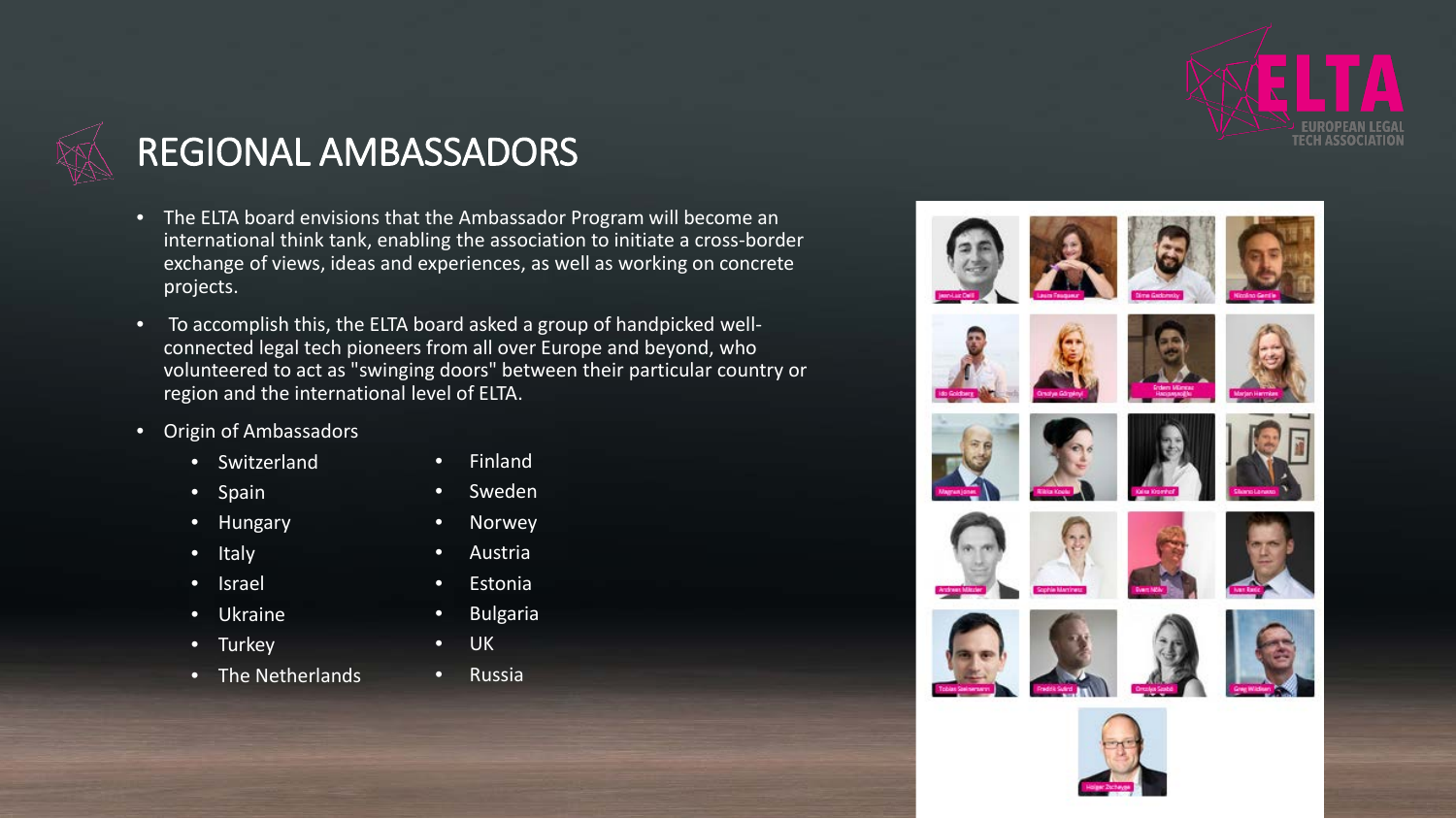# REGIONAL AMBASSADORS

- The ELTA board envisions that the Ambassador Program will become an international think tank, enabling the association to initiate a cross-border exchange of views, ideas and experiences, as well as working on concrete projects.
- To accomplish this, the ELTA board asked a group of handpicked well-connected legal tech pioneers from all over Europe and beyond, who volunteered to act as "swinging doors" between their particular country or region and the international level of ELTA.
- Origin of Ambassadors
  - Switzerland
  - Spain
  - Hungary
  - Italy
  - Israel
  - Ukraine
  - Turkey
  - The Netherlands
  - Finland
  - Sweden
  - Norwey
  - Austria
  - Estonia
  - Bulgaria
  - UK
  - Russia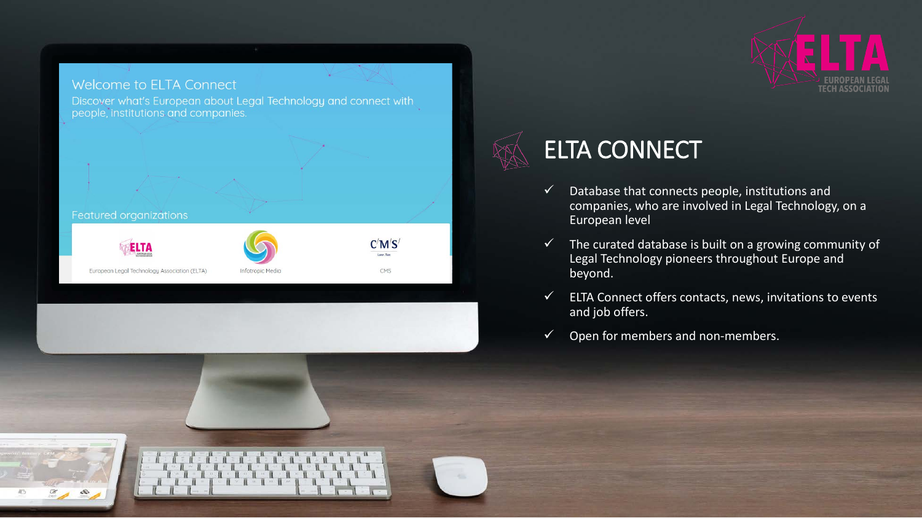# ELTA CONNECT

- ✓ Database that connects people, institutions and companies, who are involved in Legal Technology, on a European level
- ✓ The curated database is built on a growing community of Legal Technology pioneers throughout Europe and beyond.
- ✓ ELTA Connect offers contacts, news, invitations to events and job offers.
- ✓ Open for members and non-members.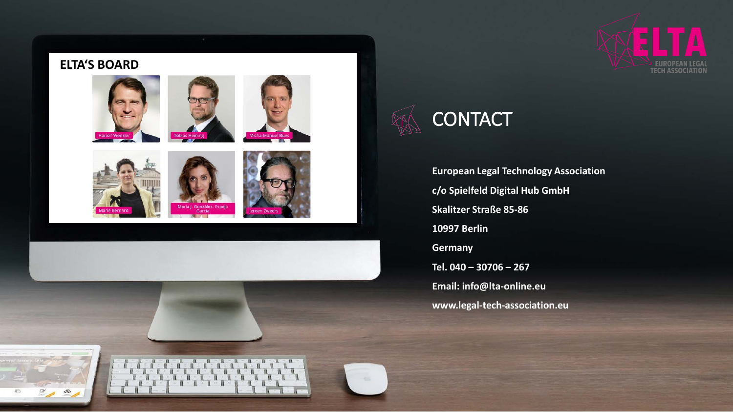## ELTA'S BOARD

Hariolf Wenzler

Tobias Heining

Micha-Manuel Bues

Marie Bernard

María J. González- Espejo García

Jeroen Zweers

# CONTACT

**European Legal Technology Association**

**c/o Spielfeld Digital Hub GmbH**

**Skalitzer Straße 85-86**

**10997 Berlin**

**Germany**

**Tel. 040 – 30706 – 267**

**Email: info@lta-online.eu**

**www.legal-tech-association.eu**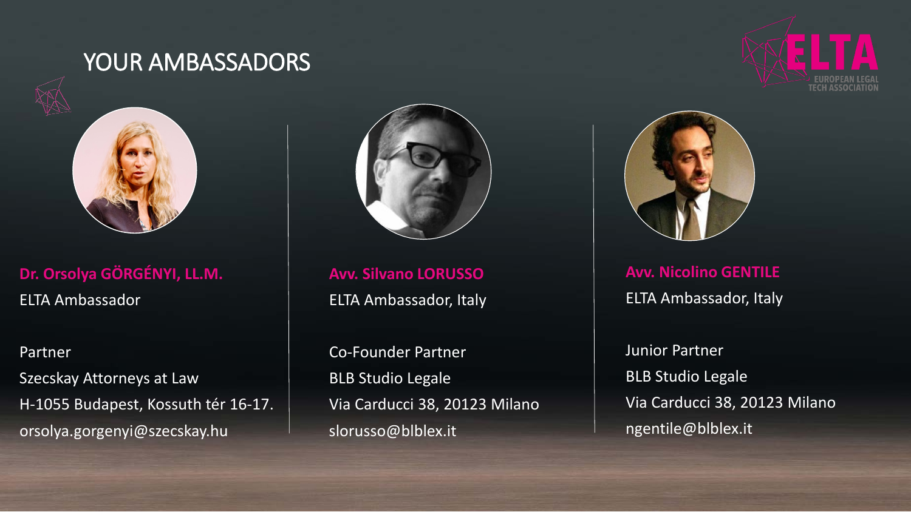# YOUR AMBASSADORS

ELTA
EUROPEAN LEGAL TECH ASSOCIATION

**Dr. Orsolya GÖRGÉNYI, LL.M.**
ELTA Ambassador

Partner
Szecskay Attorneys at Law
H-1055 Budapest, Kossuth tér 16-17.
orsolya.gorgenyi@szecskay.hu

**Avv. Silvano LORUSSO**
ELTA Ambassador, Italy

Co-Founder Partner
BLB Studio Legale
Via Carducci 38, 20123 Milano
slorusso@blblex.it

**Avv. Nicolino GENTILE**
ELTA Ambassador, Italy

Junior Partner
BLB Studio Legale
Via Carducci 38, 20123 Milano
ngentile@blblex.it